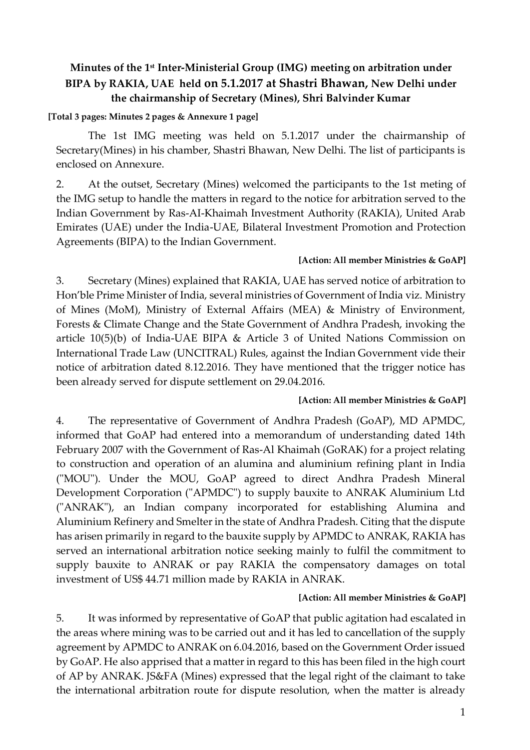**Minutes of the 1st Inter-Ministerial Group (IMG) meeting on arbitration under BIPA by RAKIA, UAE held on 5.1.2017 at Shastri Bhawan, New Delhi under the chairmanship of Secretary (Mines), Shri Balvinder Kumar**

**[Total 3 pages: Minutes 2 pages & Annexure 1 page]**

The 1st IMG meeting was held on 5.1.2017 under the chairmanship of Secretary(Mines) in his chamber, Shastri Bhawan, New Delhi. The list of participants is enclosed on Annexure.

2. At the outset, Secretary (Mines) welcomed the participants to the 1st meting of the IMG setup to handle the matters in regard to the notice for arbitration served to the Indian Government by Ras-AI-Khaimah Investment Authority (RAKIA), United Arab Emirates (UAE) under the India-UAE, Bilateral Investment Promotion and Protection Agreements (BIPA) to the Indian Government.

**[Action: All member Ministries & GoAP]**

3. Secretary (Mines) explained that RAKIA, UAE has served notice of arbitration to Hon'ble Prime Minister of India, several ministries of Government of India viz. Ministry of Mines (MoM), Ministry of External Affairs (MEA) & Ministry of Environment, Forests & Climate Change and the State Government of Andhra Pradesh, invoking the article 10(5)(b) of India-UAE BIPA & Article 3 of United Nations Commission on International Trade Law (UNCITRAL) Rules, against the Indian Government vide their notice of arbitration dated 8.12.2016. They have mentioned that the trigger notice has been already served for dispute settlement on 29.04.2016.

**[Action: All member Ministries & GoAP]**

4. The representative of Government of Andhra Pradesh (GoAP), MD APMDC, informed that GoAP had entered into a memorandum of understanding dated 14th February 2007 with the Government of Ras-Al Khaimah (GoRAK) for a project relating to construction and operation of an alumina and aluminium refining plant in India ("MOU"). Under the MOU, GoAP agreed to direct Andhra Pradesh Mineral Development Corporation ("APMDC") to supply bauxite to ANRAK Aluminium Ltd ("ANRAK"), an Indian company incorporated for establishing Alumina and Aluminium Refinery and Smelter in the state of Andhra Pradesh. Citing that the dispute has arisen primarily in regard to the bauxite supply by APMDC to ANRAK, RAKIA has served an international arbitration notice seeking mainly to fulfil the commitment to supply bauxite to ANRAK or pay RAKIA the compensatory damages on total investment of US$ 44.71 million made by RAKIA in ANRAK.

**[Action: All member Ministries & GoAP]**

5. It was informed by representative of GoAP that public agitation had escalated in the areas where mining was to be carried out and it has led to cancellation of the supply agreement by APMDC to ANRAK on 6.04.2016, based on the Government Order issued by GoAP. He also apprised that a matter in regard to this has been filed in the high court of AP by ANRAK. JS&FA (Mines) expressed that the legal right of the claimant to take the international arbitration route for dispute resolution, when the matter is already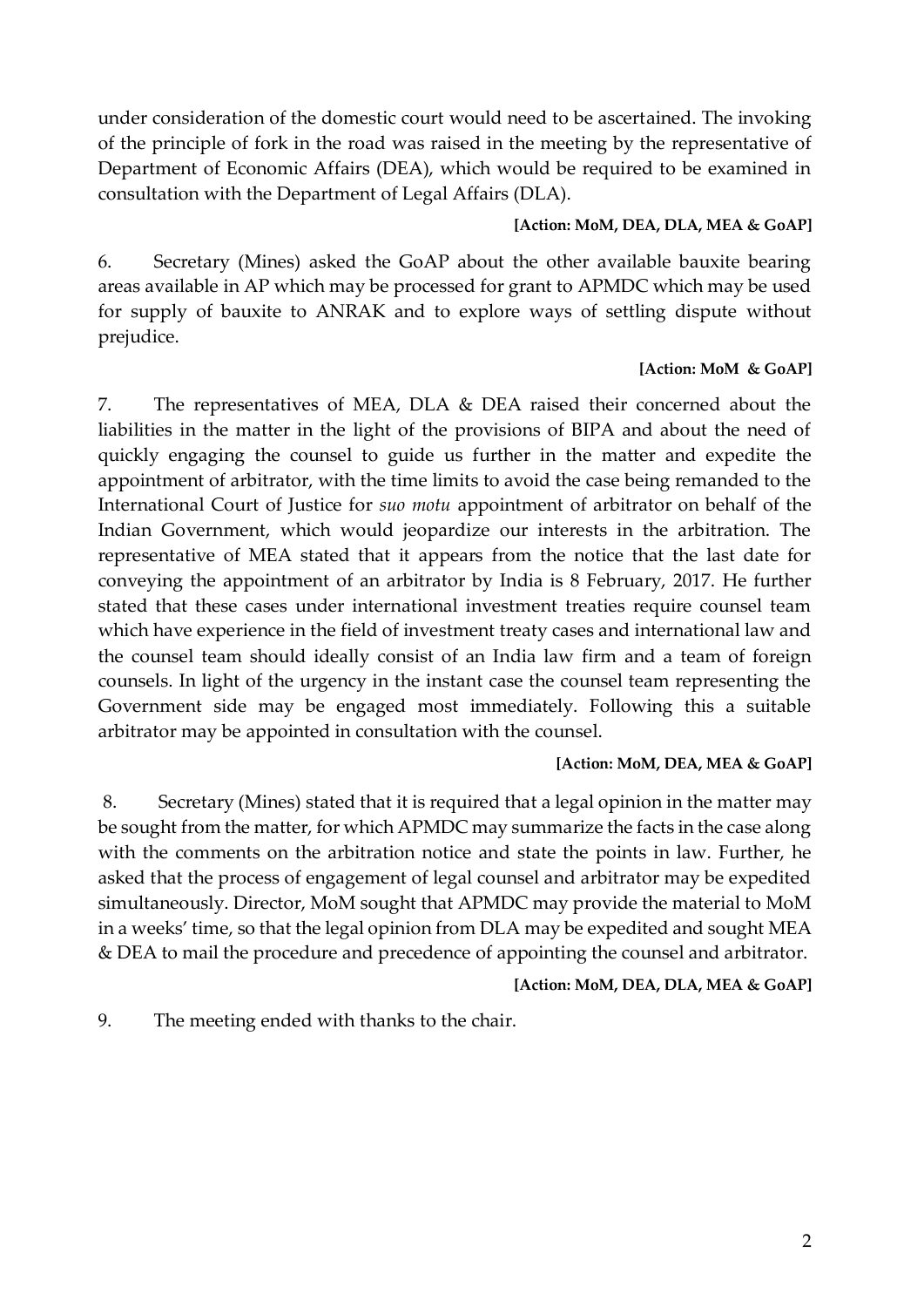under consideration of the domestic court would need to be ascertained. The invoking of the principle of fork in the road was raised in the meeting by the representative of Department of Economic Affairs (DEA), which would be required to be examined in consultation with the Department of Legal Affairs (DLA).

**[Action: MoM, DEA, DLA, MEA & GoAP]**

6. Secretary (Mines) asked the GoAP about the other available bauxite bearing areas available in AP which may be processed for grant to APMDC which may be used for supply of bauxite to ANRAK and to explore ways of settling dispute without prejudice.

**[Action: MoM & GoAP]**

7. The representatives of MEA, DLA & DEA raised their concerned about the liabilities in the matter in the light of the provisions of BIPA and about the need of quickly engaging the counsel to guide us further in the matter and expedite the appointment of arbitrator, with the time limits to avoid the case being remanded to the International Court of Justice for *suo motu* appointment of arbitrator on behalf of the Indian Government, which would jeopardize our interests in the arbitration. The representative of MEA stated that it appears from the notice that the last date for conveying the appointment of an arbitrator by India is 8 February, 2017. He further stated that these cases under international investment treaties require counsel team which have experience in the field of investment treaty cases and international law and the counsel team should ideally consist of an India law firm and a team of foreign counsels. In light of the urgency in the instant case the counsel team representing the Government side may be engaged most immediately. Following this a suitable arbitrator may be appointed in consultation with the counsel.

**[Action: MoM, DEA, MEA & GoAP]**

8. Secretary (Mines) stated that it is required that a legal opinion in the matter may be sought from the matter, for which APMDC may summarize the facts in the case along with the comments on the arbitration notice and state the points in law. Further, he asked that the process of engagement of legal counsel and arbitrator may be expedited simultaneously. Director, MoM sought that APMDC may provide the material to MoM in a weeks' time, so that the legal opinion from DLA may be expedited and sought MEA & DEA to mail the procedure and precedence of appointing the counsel and arbitrator.

**[Action: MoM, DEA, DLA, MEA & GoAP]**

9. The meeting ended with thanks to the chair.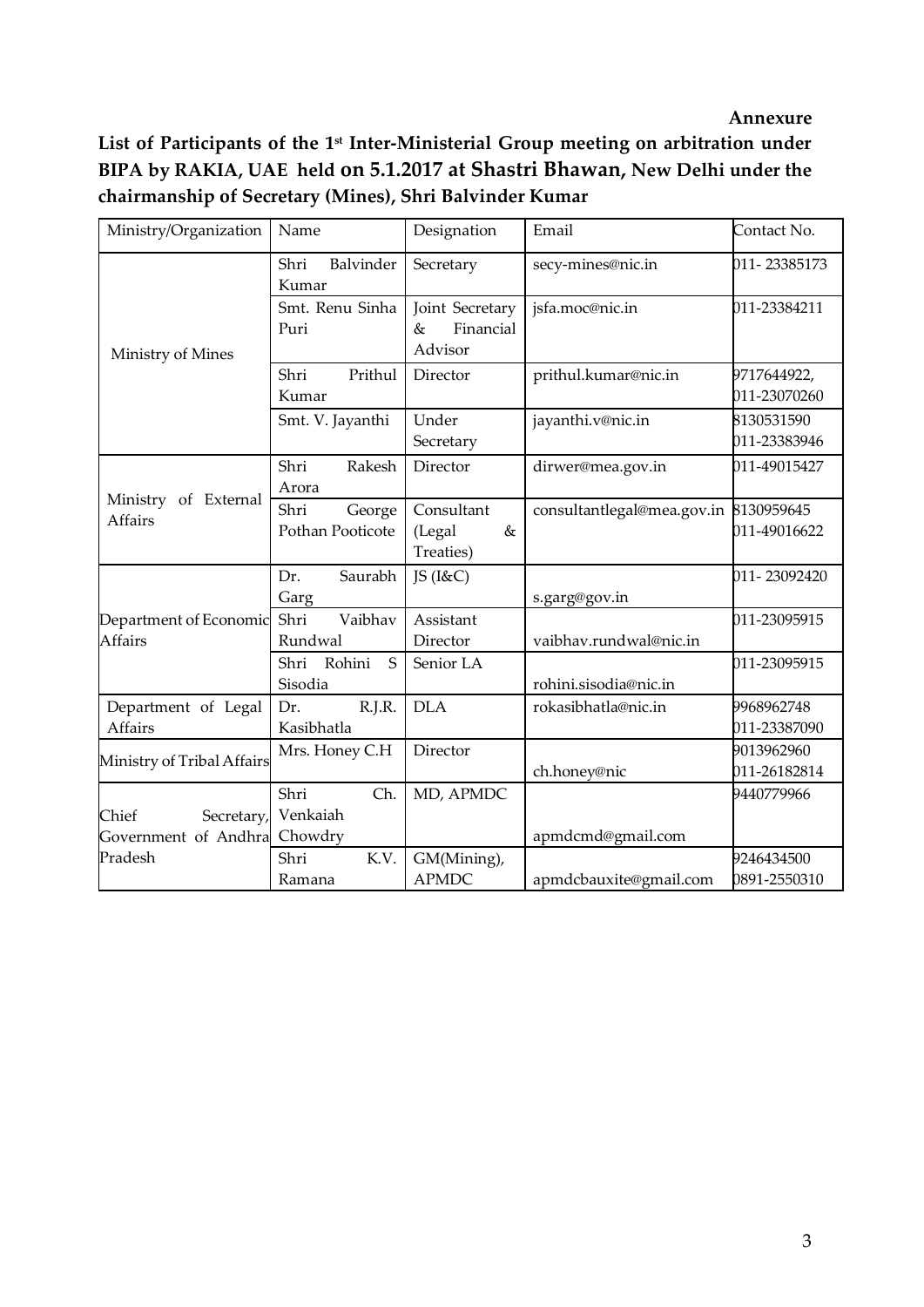**Annexure**

**List of Participants of the 1st Inter-Ministerial Group meeting on arbitration under BIPA by RAKIA, UAE held on 5.1.2017 at Shastri Bhawan, New Delhi under the chairmanship of Secretary (Mines), Shri Balvinder Kumar**

| Ministry/Organization | Name | Designation | Email | Contact No. |
|---|---|---|---|---|
| Ministry of Mines | Shri Balvinder Kumar | Secretary | secy-mines@nic.in | 011- 23385173 |
| | Smt. Renu Sinha Puri | Joint Secretary & Financial Advisor | jsfa.moc@nic.in | 011-23384211 |
| | Shri Prithul Kumar | Director | prithul.kumar@nic.in | 9717644922, 011-23070260 |
| | Smt. V. Jayanthi | Under Secretary | jayanthi.v@nic.in | 8130531590 011-23383946 |
| Ministry of External Affairs | Shri Rakesh Arora | Director | dirwer@mea.gov.in | 011-49015427 |
| | Shri George Pothan Pooticote | Consultant (Legal & Treaties) | consultantlegal@mea.gov.in | 8130959645 011-49016622 |
| Department of Economic Affairs | Dr. Saurabh Garg | JS (I&C) | s.garg@gov.in | 011- 23092420 |
| | Shri Vaibhav Rundwal | Assistant Director | vaibhav.rundwal@nic.in | 011-23095915 |
| | Shri Rohini S Sisodia | Senior LA | rohini.sisodia@nic.in | 011-23095915 |
| Department of Legal Affairs | Dr. R.J.R. Kasibhatla | DLA | rokasibhatla@nic.in | 9968962748 011-23387090 |
| Ministry of Tribal Affairs | Mrs. Honey C.H | Director | ch.honey@nic | 9013962960 011-26182814 |
| Chief Secretary, Government of Andhra Pradesh | Shri Ch. Venkaiah Chowdry | MD, APMDC | apmdcmd@gmail.com | 9440779966 |
| | Shri K.V. Ramana | GM(Mining), APMDC | apmdcbauxite@gmail.com | 9246434500 0891-2550310 |